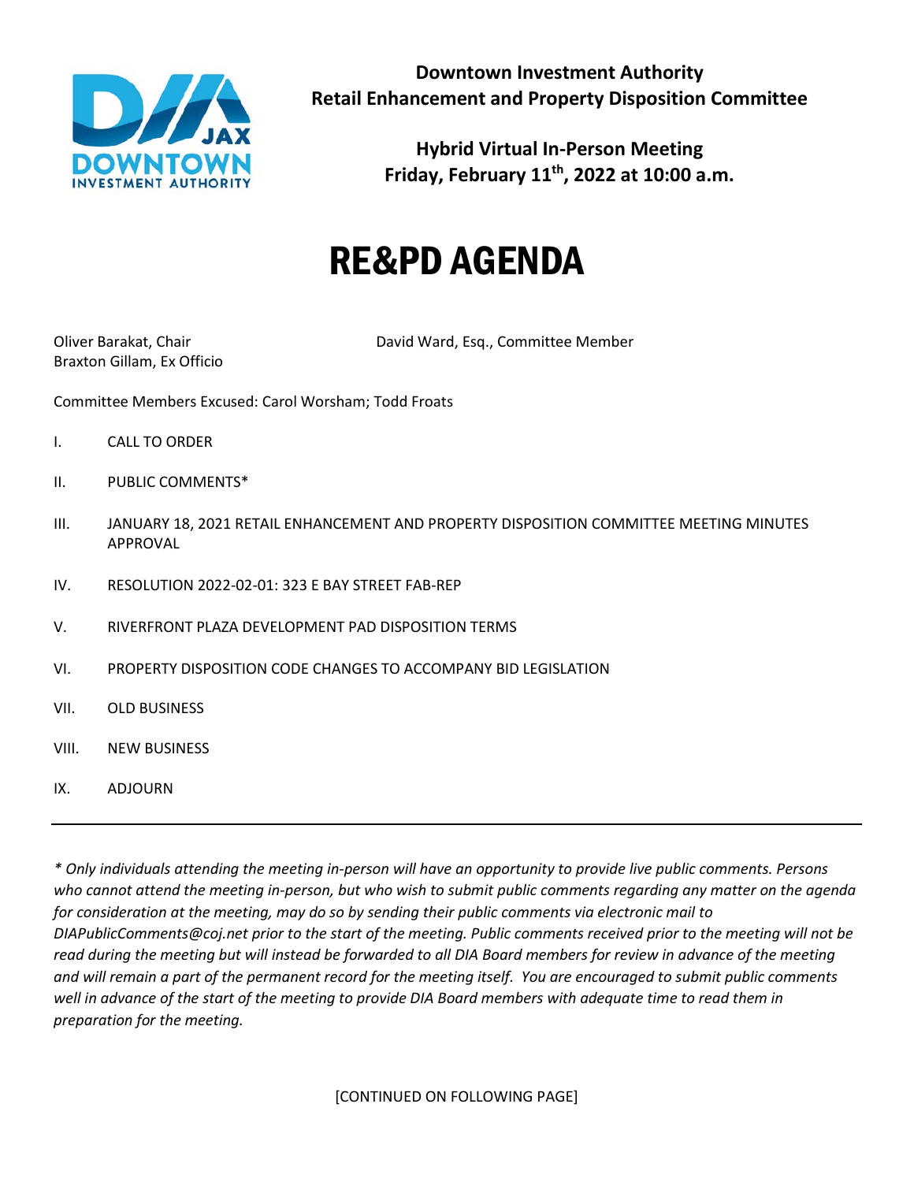**Downtown Investment Authority**
**Retail Enhancement and Property Disposition Committee**

**Hybrid Virtual In-Person Meeting**
**Friday, February 11th, 2022 at 10:00 a.m.**

# RE&PD AGENDA

Oliver Barakat, Chair
Braxton Gillam, Ex Officio
David Ward, Esq., Committee Member

Committee Members Excused: Carol Worsham; Todd Froats

I. CALL TO ORDER

II. PUBLIC COMMENTS*

III. JANUARY 18, 2021 RETAIL ENHANCEMENT AND PROPERTY DISPOSITION COMMITTEE MEETING MINUTES APPROVAL

IV. RESOLUTION 2022-02-01: 323 E BAY STREET FAB-REP

V. RIVERFRONT PLAZA DEVELOPMENT PAD DISPOSITION TERMS

VI. PROPERTY DISPOSITION CODE CHANGES TO ACCOMPANY BID LEGISLATION

VII. OLD BUSINESS

VIII. NEW BUSINESS

IX. ADJOURN

---

*\* Only individuals attending the meeting in-person will have an opportunity to provide live public comments. Persons who cannot attend the meeting in-person, but who wish to submit public comments regarding any matter on the agenda for consideration at the meeting, may do so by sending their public comments via electronic mail to DIAPublicComments@coj.net prior to the start of the meeting. Public comments received prior to the meeting will not be read during the meeting but will instead be forwarded to all DIA Board members for review in advance of the meeting and will remain a part of the permanent record for the meeting itself. You are encouraged to submit public comments well in advance of the start of the meeting to provide DIA Board members with adequate time to read them in preparation for the meeting.*

[CONTINUED ON FOLLOWING PAGE]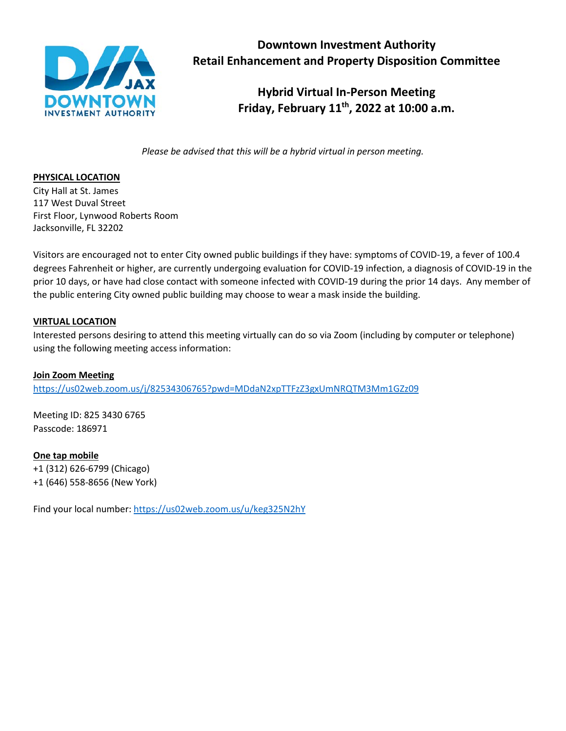# Downtown Investment Authority
# Retail Enhancement and Property Disposition Committee

## Hybrid Virtual In-Person Meeting
## Friday, February 11th, 2022 at 10:00 a.m.

*Please be advised that this will be a hybrid virtual in person meeting.*

**PHYSICAL LOCATION**

City Hall at St. James
117 West Duval Street
First Floor, Lynwood Roberts Room
Jacksonville, FL 32202

Visitors are encouraged not to enter City owned public buildings if they have: symptoms of COVID-19, a fever of 100.4 degrees Fahrenheit or higher, are currently undergoing evaluation for COVID-19 infection, a diagnosis of COVID-19 in the prior 10 days, or have had close contact with someone infected with COVID-19 during the prior 14 days. Any member of the public entering City owned public building may choose to wear a mask inside the building.

**VIRTUAL LOCATION**

Interested persons desiring to attend this meeting virtually can do so via Zoom (including by computer or telephone) using the following meeting access information:

**Join Zoom Meeting**

https://us02web.zoom.us/j/82534306765?pwd=MDdaN2xpTTFzZ3gxUmNRQTM3Mm1GZz09

Meeting ID: 825 3430 6765
Passcode: 186971

**One tap mobile**

+1 (312) 626-6799 (Chicago)
+1 (646) 558-8656 (New York)

Find your local number: https://us02web.zoom.us/u/keg325N2hY